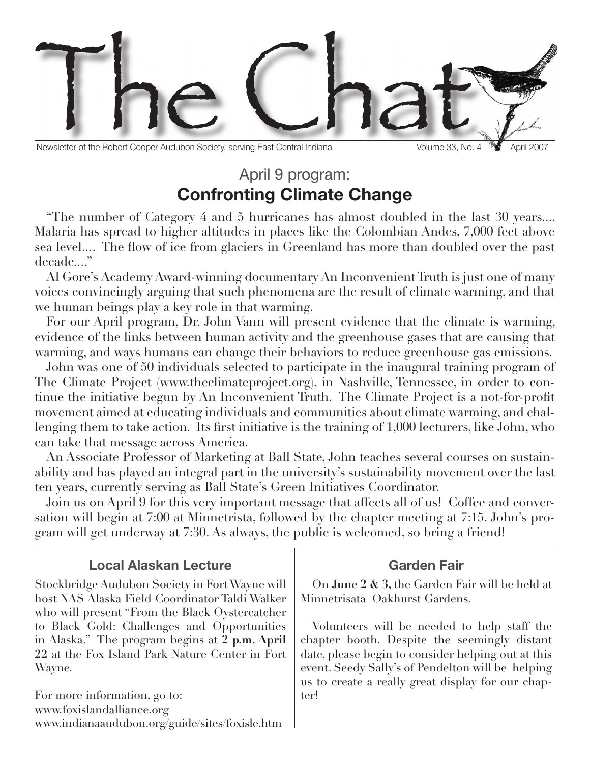# The Chat

Newsletter of the Robert Cooper Audubon Society, serving East Central Indiana — Volume 33, No. 4 — April 2007

## April 9 program:
## **Confronting Climate Change**

"The number of Category 4 and 5 hurricanes has almost doubled in the last 30 years.... Malaria has spread to higher altitudes in places like the Colombian Andes, 7,000 feet above sea level.... The flow of ice from glaciers in Greenland has more than doubled over the past decade...."

Al Gore's Academy Award-winning documentary An Inconvenient Truth is just one of many voices convincingly arguing that such phenomena are the result of climate warming, and that we human beings play a key role in that warming.

For our April program, Dr. John Vann will present evidence that the climate is warming, evidence of the links between human activity and the greenhouse gases that are causing that warming, and ways humans can change their behaviors to reduce greenhouse gas emissions.

John was one of 50 individuals selected to participate in the inaugural training program of The Climate Project (www.theclimateproject.org), in Nashville, Tennessee, in order to continue the initiative begun by An Inconvenient Truth. The Climate Project is a not-for-profit movement aimed at educating individuals and communities about climate warming, and challenging them to take action. Its first initiative is the training of 1,000 lecturers, like John, who can take that message across America.

An Associate Professor of Marketing at Ball State, John teaches several courses on sustainability and has played an integral part in the university's sustainability movement over the last ten years, currently serving as Ball State's Green Initiatives Coordinator.

Join us on April 9 for this very important message that affects all of us! Coffee and conversation will begin at 7:00 at Minnetrista, followed by the chapter meeting at 7:15. John's program will get underway at 7:30. As always, the public is welcomed, so bring a friend!

### Local Alaskan Lecture

Stockbridge Audubon Society in Fort Wayne will host NAS Alaska Field Coordinator Taldi Walker who will present "From the Black Oystercatcher to Black Gold: Challenges and Opportunities in Alaska." The program begins at **2 p.m. April 22** at the Fox Island Park Nature Center in Fort Wayne.

For more information, go to:
www.foxislandalliance.org
www.indianaaudubon.org/guide/sites/foxisle.htm

### Garden Fair

On **June 2 & 3,** the Garden Fair will be held at Minnetrisata Oakhurst Gardens.

Volunteers will be needed to help staff the chapter booth. Despite the seemingly distant date, please begin to consider helping out at this event. Seedy Sally's of Pendelton will be helping us to create a really great display for our chapter!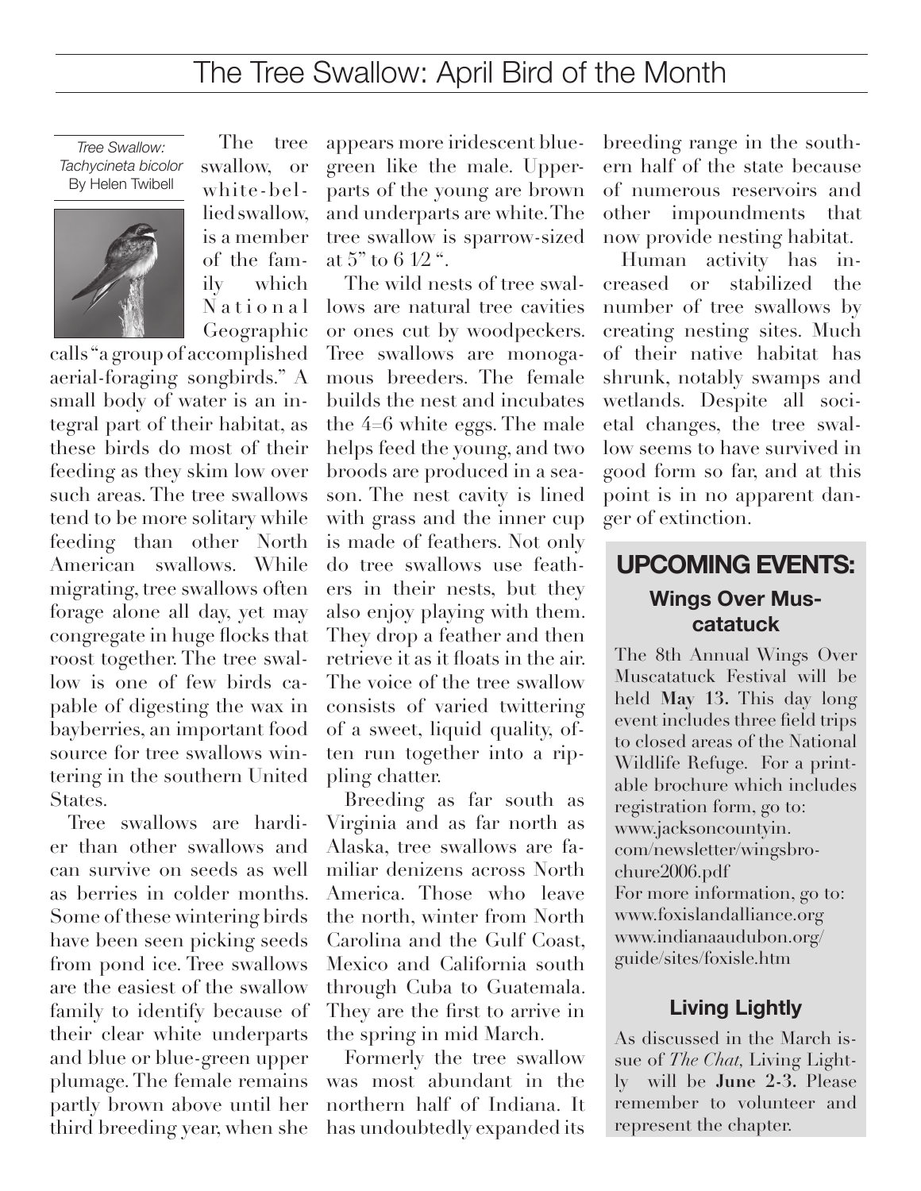# The Tree Swallow: April Bird of the Month

*Tree Swallow: Tachycineta bicolor*
By Helen Twibell

The tree swallow, or white-bellied swallow, is a member of the family which National Geographic calls "a group of accomplished aerial-foraging songbirds." A small body of water is an integral part of their habitat, as these birds do most of their feeding as they skim low over such areas. The tree swallows tend to be more solitary while feeding than other North American swallows. While migrating, tree swallows often forage alone all day, yet may congregate in huge flocks that roost together. The tree swallow is one of few birds capable of digesting the wax in bayberries, an important food source for tree swallows wintering in the southern United States.

Tree swallows are hardier than other swallows and can survive on seeds as well as berries in colder months. Some of these wintering birds have been seen picking seeds from pond ice. Tree swallows are the easiest of the swallow family to identify because of their clear white underparts and blue or blue-green upper plumage. The female remains partly brown above until her third breeding year, when she appears more iridescent blue-green like the male. Upperparts of the young are brown and underparts are white. The tree swallow is sparrow-sized at 5" to 6 1⁄2 ".

The wild nests of tree swallows are natural tree cavities or ones cut by woodpeckers. Tree swallows are monogamous breeders. The female builds the nest and incubates the 4–6 white eggs. The male helps feed the young, and two broods are produced in a season. The nest cavity is lined with grass and the inner cup is made of feathers. Not only do tree swallows use feathers in their nests, but they also enjoy playing with them. They drop a feather and then retrieve it as it floats in the air. The voice of the tree swallow consists of varied twittering of a sweet, liquid quality, often run together into a rippling chatter.

Breeding as far south as Virginia and as far north as Alaska, tree swallows are familiar denizens across North America. Those who leave the north, winter from North Carolina and the Gulf Coast, Mexico and California south through Cuba to Guatemala. They are the first to arrive in the spring in mid March.

Formerly the tree swallow was most abundant in the northern half of Indiana. It has undoubtedly expanded its breeding range in the southern half of the state because of numerous reservoirs and other impoundments that now provide nesting habitat.

Human activity has increased or stabilized the number of tree swallows by creating nesting sites. Much of their native habitat has shrunk, notably swamps and wetlands. Despite all societal changes, the tree swallow seems to have survived in good form so far, and at this point is in no apparent danger of extinction.

## UPCOMING EVENTS:

### Wings Over Muscatatuck

The 8th Annual Wings Over Muscatatuck Festival will be held **May 13.** This day long event includes three field trips to closed areas of the National Wildlife Refuge. For a printable brochure which includes registration form, go to:
www.jacksoncountyin.com/newsletter/wingsbrochure2006.pdf
For more information, go to:
www.foxislandalliance.org
www.indianaaudubon.org/guide/sites/foxisle.htm

### Living Lightly

As discussed in the March issue of *The Chat,* Living Lightly will be **June 2-3.** Please remember to volunteer and represent the chapter.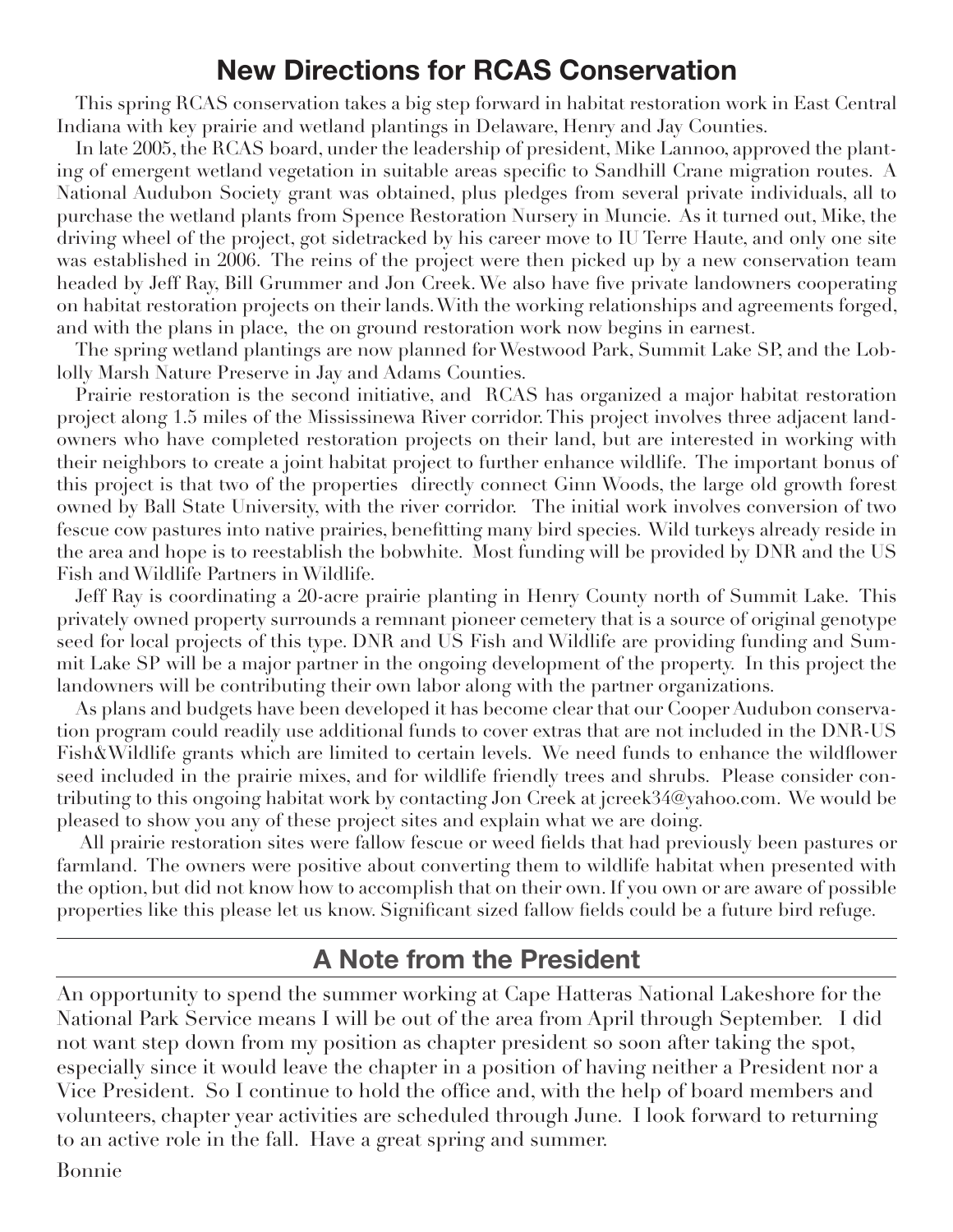## New Directions for RCAS Conservation

This spring RCAS conservation takes a big step forward in habitat restoration work in East Central Indiana with key prairie and wetland plantings in Delaware, Henry and Jay Counties.

In late 2005, the RCAS board, under the leadership of president, Mike Lannoo, approved the planting of emergent wetland vegetation in suitable areas specific to Sandhill Crane migration routes. A National Audubon Society grant was obtained, plus pledges from several private individuals, all to purchase the wetland plants from Spence Restoration Nursery in Muncie. As it turned out, Mike, the driving wheel of the project, got sidetracked by his career move to IU Terre Haute, and only one site was established in 2006. The reins of the project were then picked up by a new conservation team headed by Jeff Ray, Bill Grummer and Jon Creek. We also have five private landowners cooperating on habitat restoration projects on their lands. With the working relationships and agreements forged, and with the plans in place, the on ground restoration work now begins in earnest.

The spring wetland plantings are now planned for Westwood Park, Summit Lake SP, and the Loblolly Marsh Nature Preserve in Jay and Adams Counties.

Prairie restoration is the second initiative, and RCAS has organized a major habitat restoration project along 1.5 miles of the Mississinewa River corridor. This project involves three adjacent landowners who have completed restoration projects on their land, but are interested in working with their neighbors to create a joint habitat project to further enhance wildlife. The important bonus of this project is that two of the properties directly connect Ginn Woods, the large old growth forest owned by Ball State University, with the river corridor. The initial work involves conversion of two fescue cow pastures into native prairies, benefitting many bird species. Wild turkeys already reside in the area and hope is to reestablish the bobwhite. Most funding will be provided by DNR and the US Fish and Wildlife Partners in Wildlife.

Jeff Ray is coordinating a 20-acre prairie planting in Henry County north of Summit Lake. This privately owned property surrounds a remnant pioneer cemetery that is a source of original genotype seed for local projects of this type. DNR and US Fish and Wildlife are providing funding and Summit Lake SP will be a major partner in the ongoing development of the property. In this project the landowners will be contributing their own labor along with the partner organizations.

As plans and budgets have been developed it has become clear that our Cooper Audubon conservation program could readily use additional funds to cover extras that are not included in the DNR-US Fish&Wildlife grants which are limited to certain levels. We need funds to enhance the wildflower seed included in the prairie mixes, and for wildlife friendly trees and shrubs. Please consider contributing to this ongoing habitat work by contacting Jon Creek at jcreek34@yahoo.com. We would be pleased to show you any of these project sites and explain what we are doing.

All prairie restoration sites were fallow fescue or weed fields that had previously been pastures or farmland. The owners were positive about converting them to wildlife habitat when presented with the option, but did not know how to accomplish that on their own. If you own or are aware of possible properties like this please let us know. Significant sized fallow fields could be a future bird refuge.

## A Note from the President

An opportunity to spend the summer working at Cape Hatteras National Lakeshore for the National Park Service means I will be out of the area from April through September. I did not want step down from my position as chapter president so soon after taking the spot, especially since it would leave the chapter in a position of having neither a President nor a Vice President. So I continue to hold the office and, with the help of board members and volunteers, chapter year activities are scheduled through June. I look forward to returning to an active role in the fall. Have a great spring and summer.

Bonnie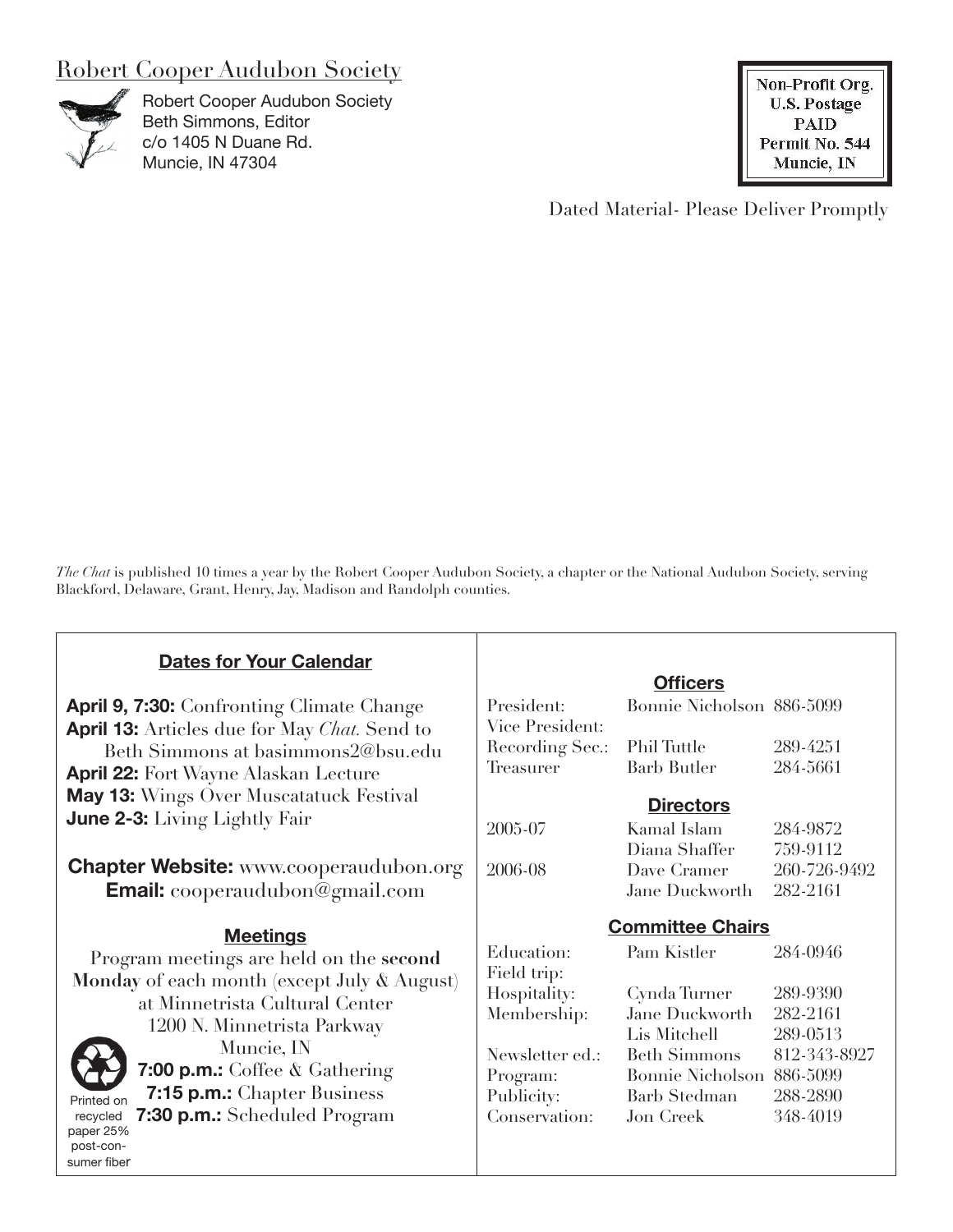Robert Cooper Audubon Society

Robert Cooper Audubon Society
Beth Simmons, Editor
c/o 1405 N Duane Rd.
Muncie, IN 47304

Non-Profit Org.
U.S. Postage
PAID
Permit No. 544
Muncie, IN

Dated Material- Please Deliver Promptly

*The Chat* is published 10 times a year by the Robert Cooper Audubon Society, a chapter or the National Audubon Society, serving Blackford, Delaware, Grant, Henry, Jay, Madison and Randolph counties.

### Dates for Your Calendar

**April 9, 7:30:** Confronting Climate Change
**April 13:** Articles due for May *Chat.* Send to Beth Simmons at basimmons2@bsu.edu
**April 22:** Fort Wayne Alaskan Lecture
**May 13:** Wings Over Muscatatuck Festival
**June 2-3:** Living Lightly Fair

**Chapter Website:** www.cooperaudubon.org
**Email:** cooperaudubon@gmail.com

### Meetings

Program meetings are held on the **second Monday** of each month (except July & August) at Minnetrista Cultural Center
1200 N. Minnetrista Parkway
Muncie, IN

**7:00 p.m.:** Coffee & Gathering
**7:15 p.m.:** Chapter Business
**7:30 p.m.:** Scheduled Program

Printed on recycled paper 25% post-consumer fiber

### Officers

| | | |
|---|---|---|
| President: | Bonnie Nicholson | 886-5099 |
| Vice President: | | |
| Recording Sec.: | Phil Tuttle | 289-4251 |
| Treasurer | Barb Butler | 284-5661 |

### Directors

| | | |
|---|---|---|
| 2005-07 | Kamal Islam | 284-9872 |
| | Diana Shaffer | 759-9112 |
| 2006-08 | Dave Cramer | 260-726-9492 |
| | Jane Duckworth | 282-2161 |

### Committee Chairs

| | | |
|---|---|---|
| Education: | Pam Kistler | 284-0946 |
| Field trip: | | |
| Hospitality: | Cynda Turner | 289-9390 |
| Membership: | Jane Duckworth | 282-2161 |
| | Lis Mitchell | 289-0513 |
| Newsletter ed.: | Beth Simmons | 812-343-8927 |
| Program: | Bonnie Nicholson | 886-5099 |
| Publicity: | Barb Stedman | 288-2890 |
| Conservation: | Jon Creek | 348-4019 |